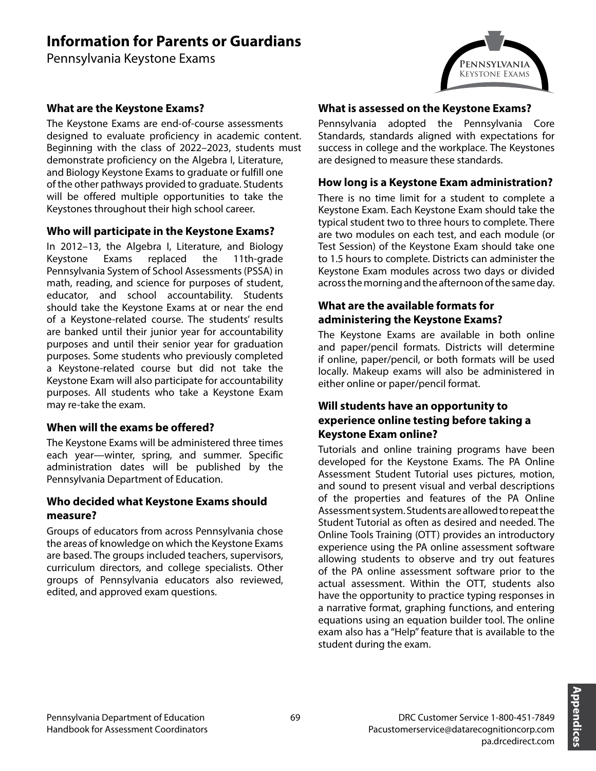# Information for Parents or Guardians

Pennsylvania Keystone Exams

### What are the Keystone Exams?

The Keystone Exams are end-of-course assessments designed to evaluate proficiency in academic content. Beginning with the class of 2022–2023, students must demonstrate proficiency on the Algebra I, Literature, and Biology Keystone Exams to graduate or fulfill one of the other pathways provided to graduate. Students will be offered multiple opportunities to take the Keystones throughout their high school career.

### Who will participate in the Keystone Exams?

In 2012–13, the Algebra I, Literature, and Biology Keystone Exams replaced the 11th-grade Pennsylvania System of School Assessments (PSSA) in math, reading, and science for purposes of student, educator, and school accountability. Students should take the Keystone Exams at or near the end of a Keystone-related course. The students' results are banked until their junior year for accountability purposes and until their senior year for graduation purposes. Some students who previously completed a Keystone-related course but did not take the Keystone Exam will also participate for accountability purposes. All students who take a Keystone Exam may re-take the exam.

### When will the exams be offered?

The Keystone Exams will be administered three times each year—winter, spring, and summer. Specific administration dates will be published by the Pennsylvania Department of Education.

### Who decided what Keystone Exams should measure?

Groups of educators from across Pennsylvania chose the areas of knowledge on which the Keystone Exams are based. The groups included teachers, supervisors, curriculum directors, and college specialists. Other groups of Pennsylvania educators also reviewed, edited, and approved exam questions.

### What is assessed on the Keystone Exams?

Pennsylvania adopted the Pennsylvania Core Standards, standards aligned with expectations for success in college and the workplace. The Keystones are designed to measure these standards.

### How long is a Keystone Exam administration?

There is no time limit for a student to complete a Keystone Exam. Each Keystone Exam should take the typical student two to three hours to complete. There are two modules on each test, and each module (or Test Session) of the Keystone Exam should take one to 1.5 hours to complete. Districts can administer the Keystone Exam modules across two days or divided across the morning and the afternoon of the same day.

### What are the available formats for administering the Keystone Exams?

The Keystone Exams are available in both online and paper/pencil formats. Districts will determine if online, paper/pencil, or both formats will be used locally. Makeup exams will also be administered in either online or paper/pencil format.

### Will students have an opportunity to experience online testing before taking a Keystone Exam online?

Tutorials and online training programs have been developed for the Keystone Exams. The PA Online Assessment Student Tutorial uses pictures, motion, and sound to present visual and verbal descriptions of the properties and features of the PA Online Assessment system. Students are allowed to repeat the Student Tutorial as often as desired and needed. The Online Tools Training (OTT) provides an introductory experience using the PA online assessment software allowing students to observe and try out features of the PA online assessment software prior to the actual assessment. Within the OTT, students also have the opportunity to practice typing responses in a narrative format, graphing functions, and entering equations using an equation builder tool. The online exam also has a "Help" feature that is available to the student during the exam.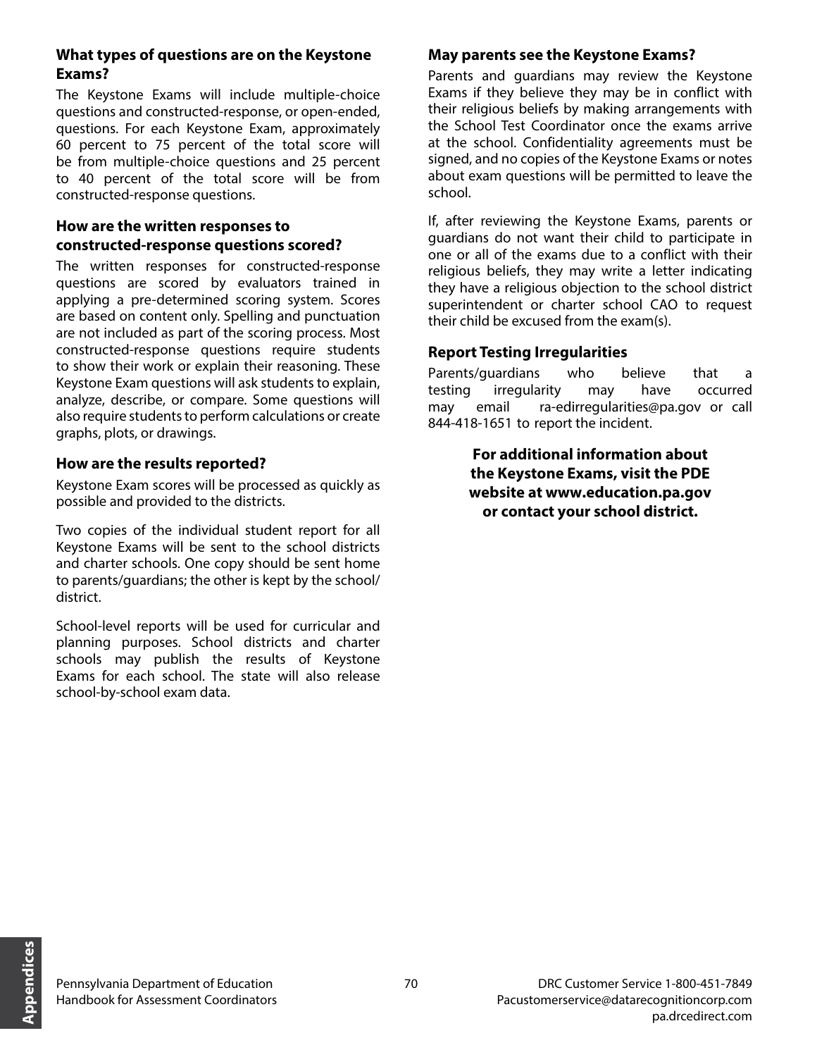### What types of questions are on the Keystone Exams?

The Keystone Exams will include multiple-choice questions and constructed-response, or open-ended, questions. For each Keystone Exam, approximately 60 percent to 75 percent of the total score will be from multiple-choice questions and 25 percent to 40 percent of the total score will be from constructed-response questions.

### How are the written responses to constructed-response questions scored?

The written responses for constructed-response questions are scored by evaluators trained in applying a pre-determined scoring system. Scores are based on content only. Spelling and punctuation are not included as part of the scoring process. Most constructed-response questions require students to show their work or explain their reasoning. These Keystone Exam questions will ask students to explain, analyze, describe, or compare. Some questions will also require students to perform calculations or create graphs, plots, or drawings.

### How are the results reported?

Keystone Exam scores will be processed as quickly as possible and provided to the districts.

Two copies of the individual student report for all Keystone Exams will be sent to the school districts and charter schools. One copy should be sent home to parents/guardians; the other is kept by the school/district.

School-level reports will be used for curricular and planning purposes. School districts and charter schools may publish the results of Keystone Exams for each school. The state will also release school-by-school exam data.

### May parents see the Keystone Exams?

Parents and guardians may review the Keystone Exams if they believe they may be in conflict with their religious beliefs by making arrangements with the School Test Coordinator once the exams arrive at the school. Confidentiality agreements must be signed, and no copies of the Keystone Exams or notes about exam questions will be permitted to leave the school.

If, after reviewing the Keystone Exams, parents or guardians do not want their child to participate in one or all of the exams due to a conflict with their religious beliefs, they may write a letter indicating they have a religious objection to the school district superintendent or charter school CAO to request their child be excused from the exam(s).

### Report Testing Irregularities

Parents/guardians who believe that a testing irregularity may have occurred may email ra-edirregularities@pa.gov or call 844-418-1651 to report the incident.

**For additional information about the Keystone Exams, visit the PDE website at www.education.pa.gov or contact your school district.**